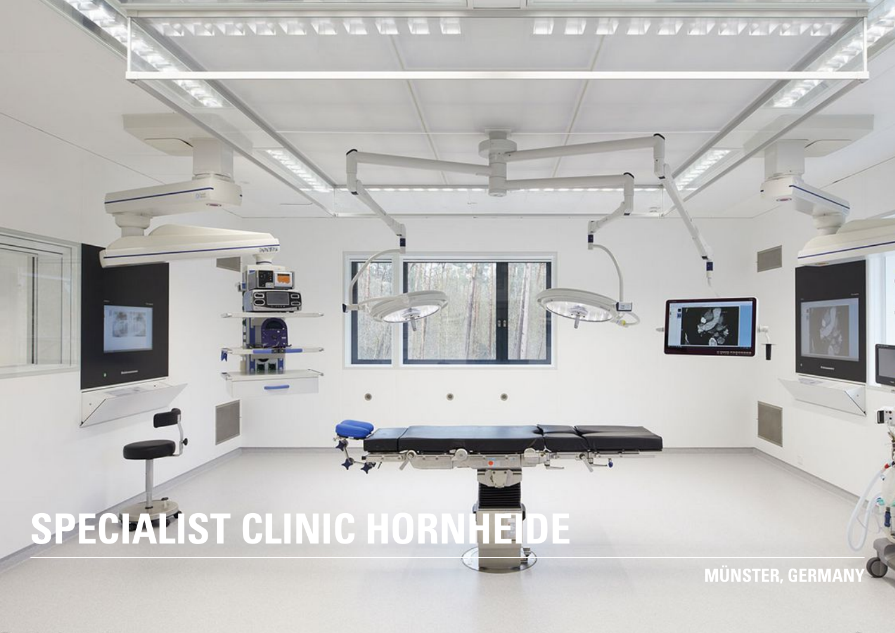# SPECIALIST CLINIC HORNHEIDE

MÜNSTER, GERMANY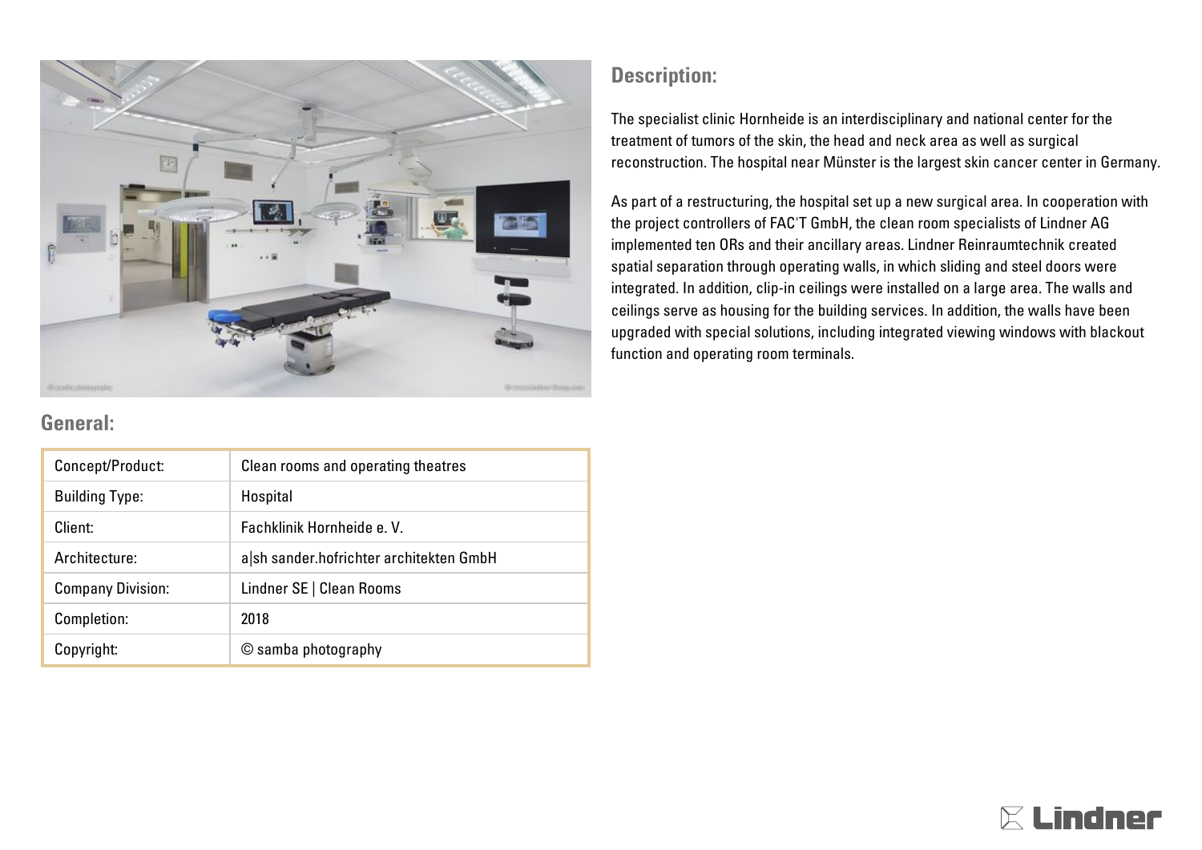## Description:

The specialist clinic Hornheide is an interdisciplinary and national center for the treatment of tumors of the skin, the head and neck area as well as surgical reconstruction. The hospital near Münster is the largest skin cancer center in Germany.

As part of a restructuring, the hospital set up a new surgical area. In cooperation with the project controllers of FAC'T GmbH, the clean room specialists of Lindner AG implemented ten ORs and their ancillary areas. Lindner Reinraumtechnik created spatial separation through operating walls, in which sliding and steel doors were integrated. In addition, clip-in ceilings were installed on a large area. The walls and ceilings serve as housing for the building services. In addition, the walls have been upgraded with special solutions, including integrated viewing windows with blackout function and operating room terminals.

## General:

| Concept/Product: | Clean rooms and operating theatres |
|---|---|
| Building Type: | Hospital |
| Client: | Fachklinik Hornheide e. V. |
| Architecture: | a\|sh sander.hofrichter architekten GmbH |
| Company Division: | Lindner SE \| Clean Rooms |
| Completion: | 2018 |
| Copyright: | © samba photography |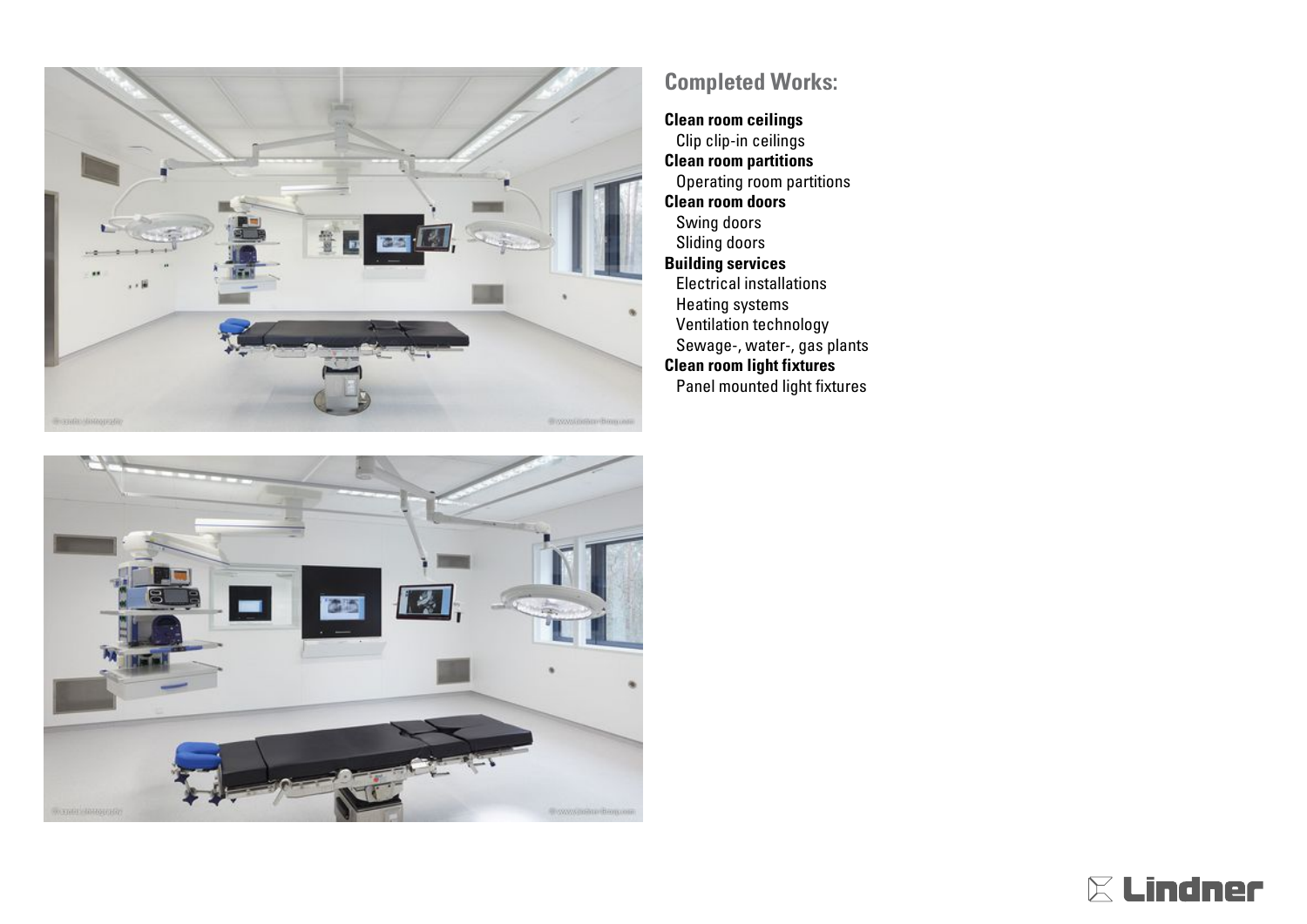## Completed Works:

**Clean room ceilings**
Clip clip-in ceilings
**Clean room partitions**
Operating room partitions
**Clean room doors**
Swing doors
Sliding doors
**Building services**
Electrical installations
Heating systems
Ventilation technology
Sewage-, water-, gas plants
**Clean room light fixtures**
Panel mounted light fixtures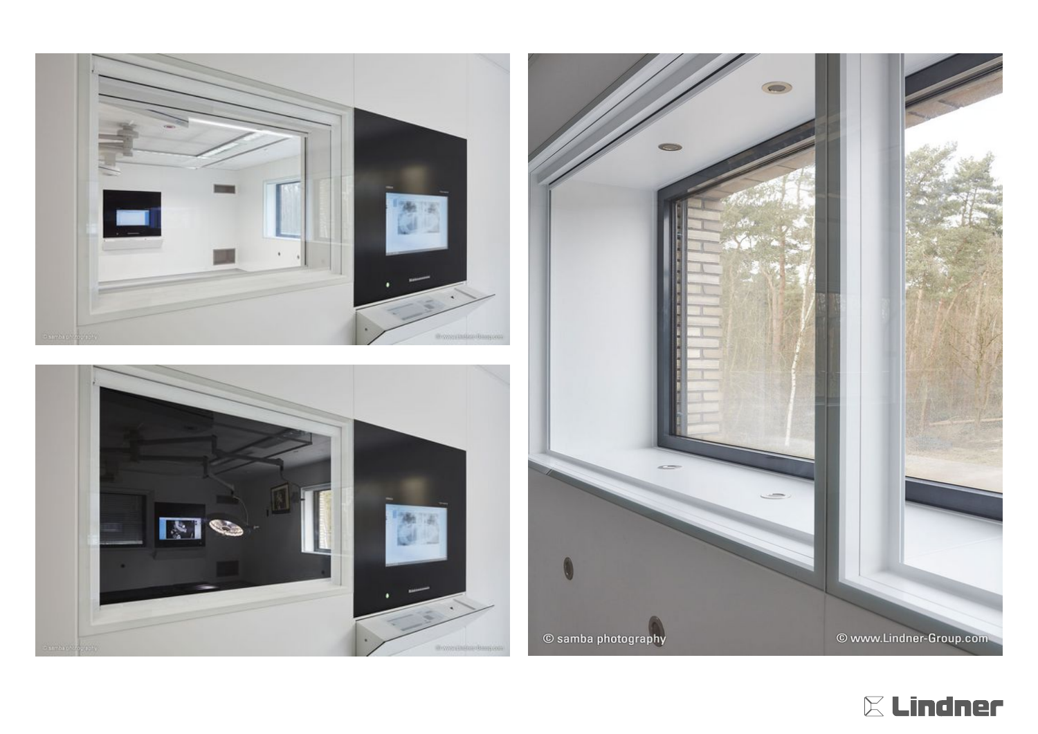© samba photography

© www.Lindner-Group.com

Lindner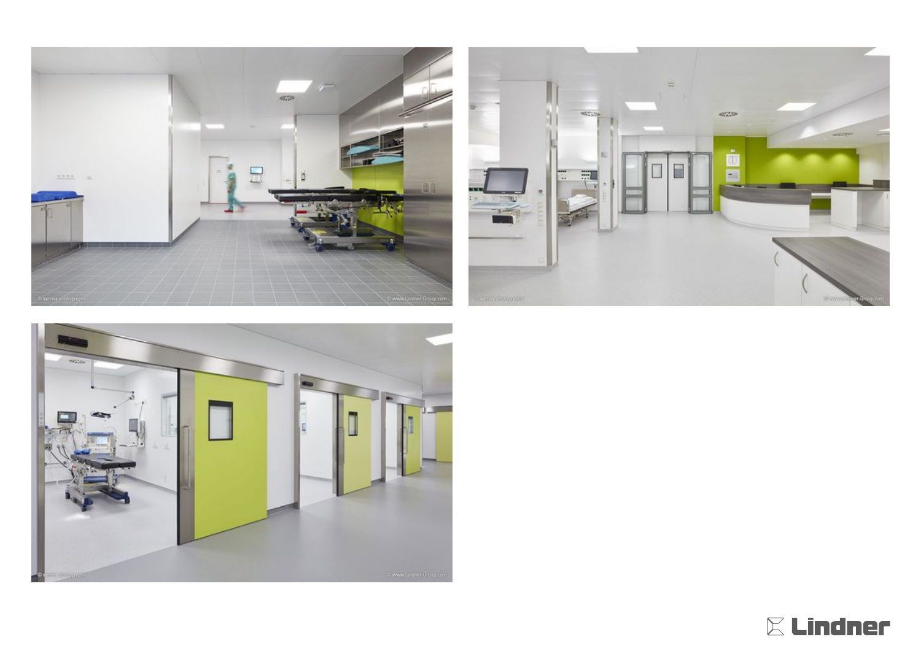© samba photography

© www.Lindner-Group.com

© samba photography

© www.Lindner-Group.com

© samba photography

© www.Lindner-Group.com

Lindner